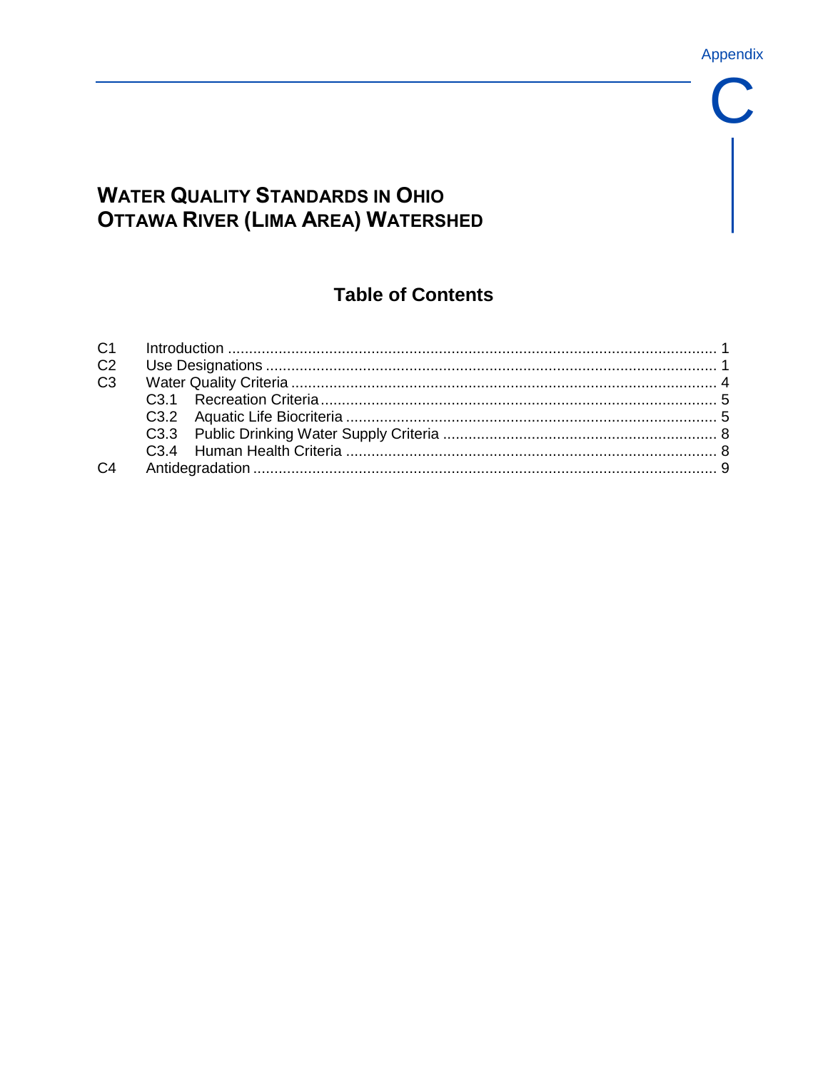Appendix

# C

# WATER QUALITY STANDARDS IN OHIO OTTAWA RIVER (LIMA AREA) WATERSHED

## Table of Contents

C1 Introduction ........ 1
C2 Use Designations ........ 1
C3 Water Quality Criteria ........ 4
  C3.1 Recreation Criteria ........ 5
  C3.2 Aquatic Life Biocriteria ........ 5
  C3.3 Public Drinking Water Supply Criteria ........ 8
  C3.4 Human Health Criteria ........ 8
C4 Antidegradation ........ 9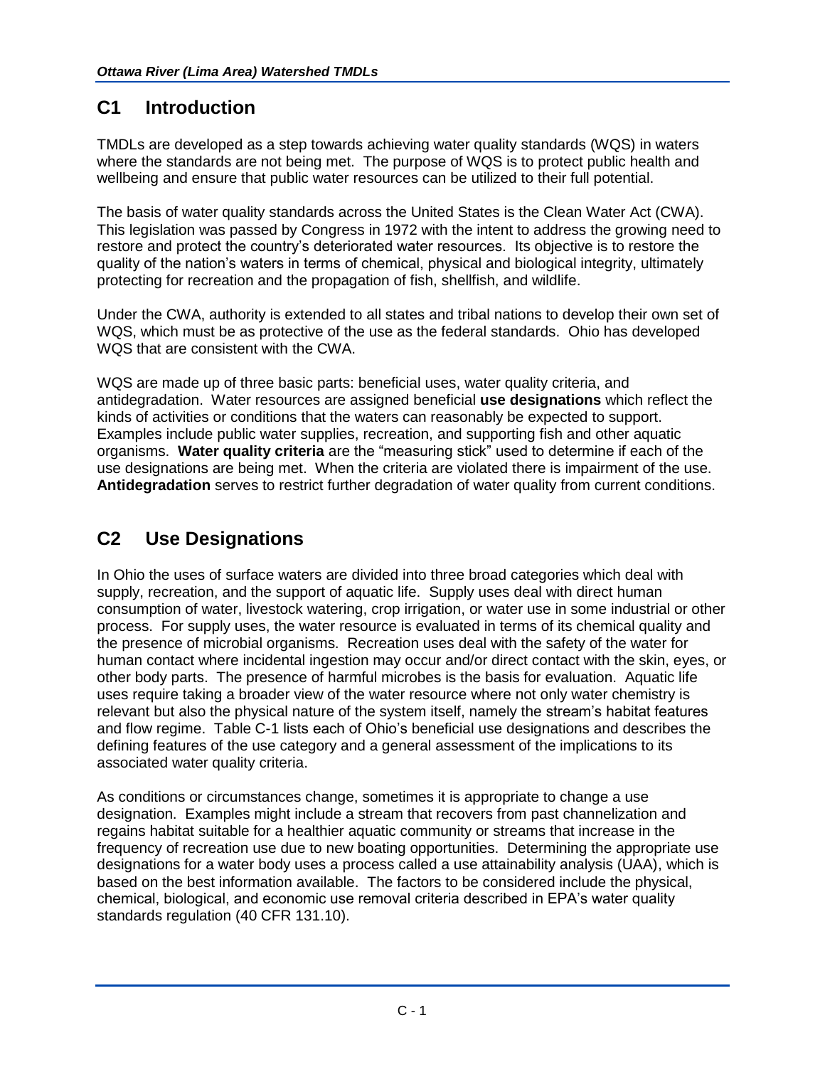## C1 Introduction

TMDLs are developed as a step towards achieving water quality standards (WQS) in waters where the standards are not being met. The purpose of WQS is to protect public health and wellbeing and ensure that public water resources can be utilized to their full potential.

The basis of water quality standards across the United States is the Clean Water Act (CWA). This legislation was passed by Congress in 1972 with the intent to address the growing need to restore and protect the country's deteriorated water resources. Its objective is to restore the quality of the nation's waters in terms of chemical, physical and biological integrity, ultimately protecting for recreation and the propagation of fish, shellfish, and wildlife.

Under the CWA, authority is extended to all states and tribal nations to develop their own set of WQS, which must be as protective of the use as the federal standards. Ohio has developed WQS that are consistent with the CWA.

WQS are made up of three basic parts: beneficial uses, water quality criteria, and antidegradation. Water resources are assigned beneficial **use designations** which reflect the kinds of activities or conditions that the waters can reasonably be expected to support. Examples include public water supplies, recreation, and supporting fish and other aquatic organisms. **Water quality criteria** are the "measuring stick" used to determine if each of the use designations are being met. When the criteria are violated there is impairment of the use. **Antidegradation** serves to restrict further degradation of water quality from current conditions.

## C2 Use Designations

In Ohio the uses of surface waters are divided into three broad categories which deal with supply, recreation, and the support of aquatic life. Supply uses deal with direct human consumption of water, livestock watering, crop irrigation, or water use in some industrial or other process. For supply uses, the water resource is evaluated in terms of its chemical quality and the presence of microbial organisms. Recreation uses deal with the safety of the water for human contact where incidental ingestion may occur and/or direct contact with the skin, eyes, or other body parts. The presence of harmful microbes is the basis for evaluation. Aquatic life uses require taking a broader view of the water resource where not only water chemistry is relevant but also the physical nature of the system itself, namely the stream's habitat features and flow regime. Table C-1 lists each of Ohio's beneficial use designations and describes the defining features of the use category and a general assessment of the implications to its associated water quality criteria.

As conditions or circumstances change, sometimes it is appropriate to change a use designation. Examples might include a stream that recovers from past channelization and regains habitat suitable for a healthier aquatic community or streams that increase in the frequency of recreation use due to new boating opportunities. Determining the appropriate use designations for a water body uses a process called a use attainability analysis (UAA), which is based on the best information available. The factors to be considered include the physical, chemical, biological, and economic use removal criteria described in EPA's water quality standards regulation (40 CFR 131.10).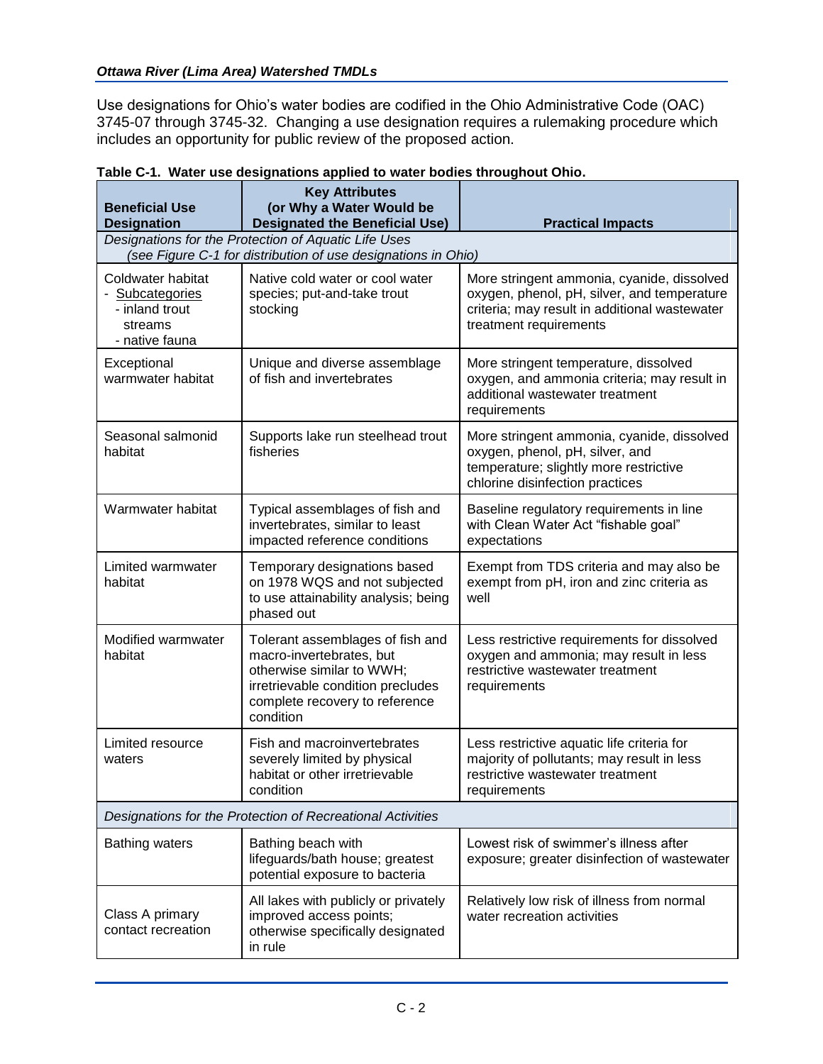Use designations for Ohio's water bodies are codified in the Ohio Administrative Code (OAC) 3745-07 through 3745-32. Changing a use designation requires a rulemaking procedure which includes an opportunity for public review of the proposed action.

**Table C-1. Water use designations applied to water bodies throughout Ohio.**

| Beneficial Use Designation | Key Attributes (or Why a Water Would be Designated the Beneficial Use) | Practical Impacts |
|---|---|---|
| *Designations for the Protection of Aquatic Life Uses (see Figure C-1 for distribution of use designations in Ohio)* | | |
| Coldwater habitat - Subcategories - inland trout streams - native fauna | Native cold water or cool water species; put-and-take trout stocking | More stringent ammonia, cyanide, dissolved oxygen, phenol, pH, silver, and temperature criteria; may result in additional wastewater treatment requirements |
| Exceptional warmwater habitat | Unique and diverse assemblage of fish and invertebrates | More stringent temperature, dissolved oxygen, and ammonia criteria; may result in additional wastewater treatment requirements |
| Seasonal salmonid habitat | Supports lake run steelhead trout fisheries | More stringent ammonia, cyanide, dissolved oxygen, phenol, pH, silver, and temperature; slightly more restrictive chlorine disinfection practices |
| Warmwater habitat | Typical assemblages of fish and invertebrates, similar to least impacted reference conditions | Baseline regulatory requirements in line with Clean Water Act "fishable goal" expectations |
| Limited warmwater habitat | Temporary designations based on 1978 WQS and not subjected to use attainability analysis; being phased out | Exempt from TDS criteria and may also be exempt from pH, iron and zinc criteria as well |
| Modified warmwater habitat | Tolerant assemblages of fish and macro-invertebrates, but otherwise similar to WWH; irretrievable condition precludes complete recovery to reference condition | Less restrictive requirements for dissolved oxygen and ammonia; may result in less restrictive wastewater treatment requirements |
| Limited resource waters | Fish and macroinvertebrates severely limited by physical habitat or other irretrievable condition | Less restrictive aquatic life criteria for majority of pollutants; may result in less restrictive wastewater treatment requirements |
| *Designations for the Protection of Recreational Activities* | | |
| Bathing waters | Bathing beach with lifeguards/bath house; greatest potential exposure to bacteria | Lowest risk of swimmer's illness after exposure; greater disinfection of wastewater |
| Class A primary contact recreation | All lakes with publicly or privately improved access points; otherwise specifically designated in rule | Relatively low risk of illness from normal water recreation activities |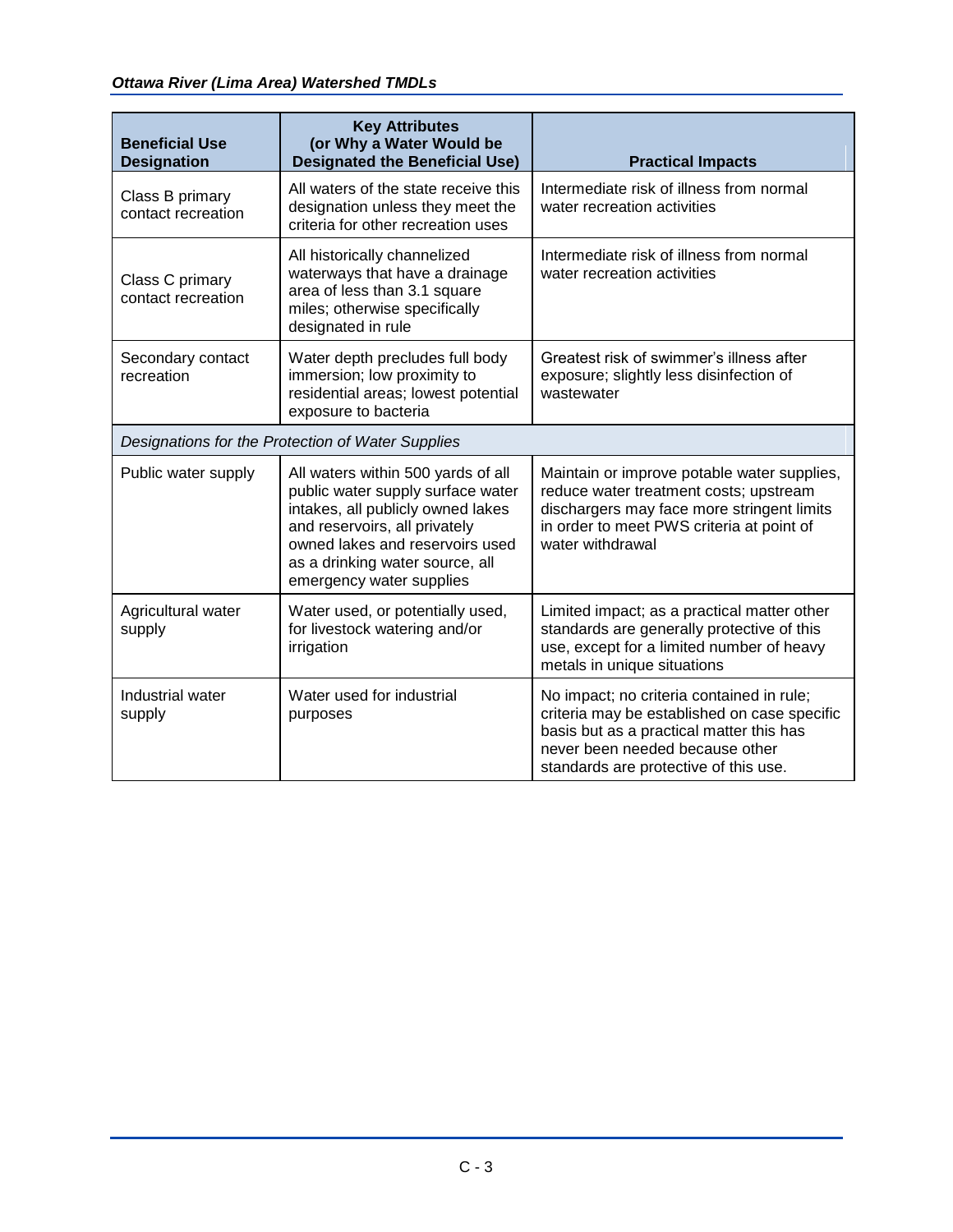| Beneficial Use Designation | Key Attributes (or Why a Water Would be Designated the Beneficial Use) | Practical Impacts |
|---|---|---|
| Class B primary contact recreation | All waters of the state receive this designation unless they meet the criteria for other recreation uses | Intermediate risk of illness from normal water recreation activities |
| Class C primary contact recreation | All historically channelized waterways that have a drainage area of less than 3.1 square miles; otherwise specifically designated in rule | Intermediate risk of illness from normal water recreation activities |
| Secondary contact recreation | Water depth precludes full body immersion; low proximity to residential areas; lowest potential exposure to bacteria | Greatest risk of swimmer's illness after exposure; slightly less disinfection of wastewater |
| *Designations for the Protection of Water Supplies* | | |
| Public water supply | All waters within 500 yards of all public water supply surface water intakes, all publicly owned lakes and reservoirs, all privately owned lakes and reservoirs used as a drinking water source, all emergency water supplies | Maintain or improve potable water supplies, reduce water treatment costs; upstream dischargers may face more stringent limits in order to meet PWS criteria at point of water withdrawal |
| Agricultural water supply | Water used, or potentially used, for livestock watering and/or irrigation | Limited impact; as a practical matter other standards are generally protective of this use, except for a limited number of heavy metals in unique situations |
| Industrial water supply | Water used for industrial purposes | No impact; no criteria contained in rule; criteria may be established on case specific basis but as a practical matter this has never been needed because other standards are protective of this use. |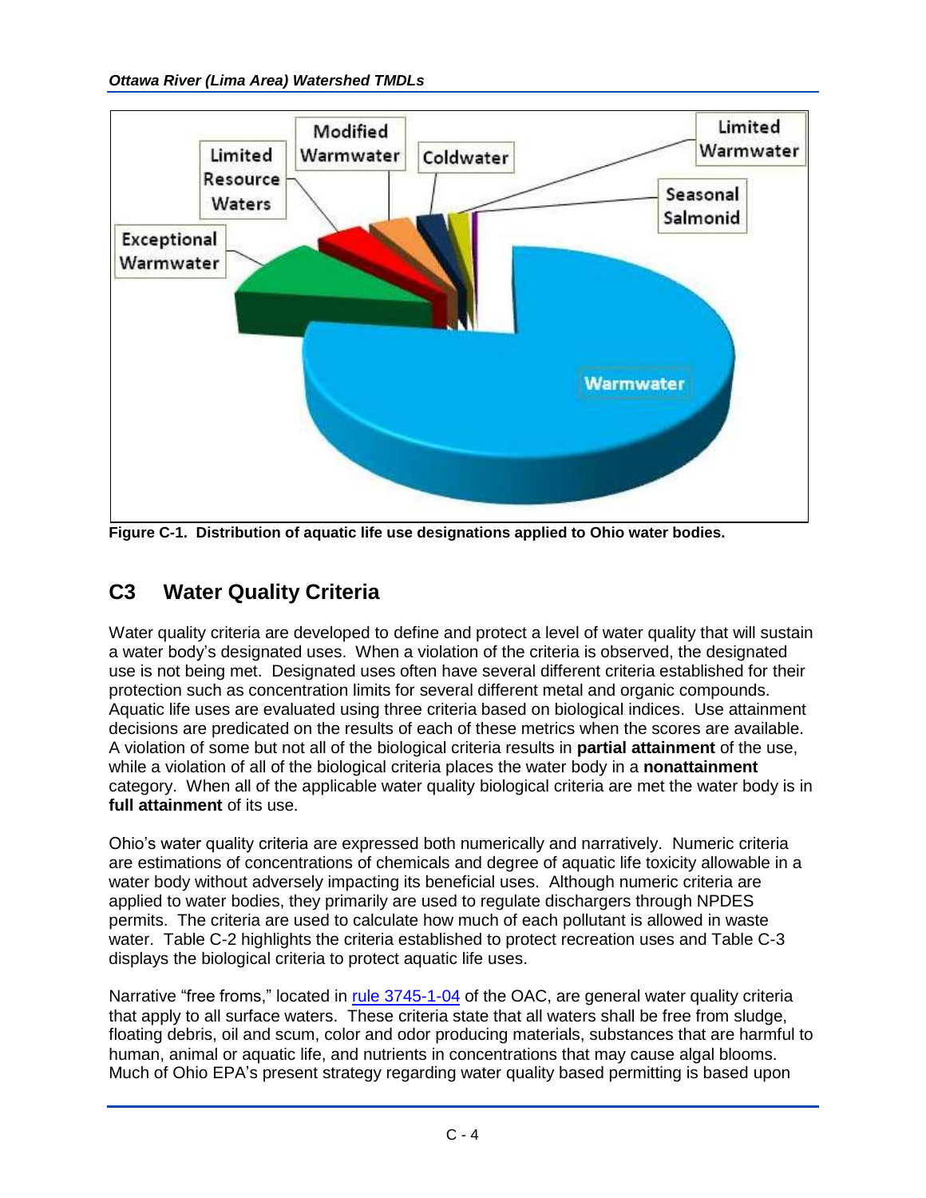Figure C-1. Distribution of aquatic life use designations applied to Ohio water bodies.

## C3 Water Quality Criteria

Water quality criteria are developed to define and protect a level of water quality that will sustain a water body's designated uses. When a violation of the criteria is observed, the designated use is not being met. Designated uses often have several different criteria established for their protection such as concentration limits for several different metal and organic compounds. Aquatic life uses are evaluated using three criteria based on biological indices. Use attainment decisions are predicated on the results of each of these metrics when the scores are available. A violation of some but not all of the biological criteria results in **partial attainment** of the use, while a violation of all of the biological criteria places the water body in a **nonattainment** category. When all of the applicable water quality biological criteria are met the water body is in **full attainment** of its use.

Ohio's water quality criteria are expressed both numerically and narratively. Numeric criteria are estimations of concentrations of chemicals and degree of aquatic life toxicity allowable in a water body without adversely impacting its beneficial uses. Although numeric criteria are applied to water bodies, they primarily are used to regulate dischargers through NPDES permits. The criteria are used to calculate how much of each pollutant is allowed in waste water. Table C-2 highlights the criteria established to protect recreation uses and Table C-3 displays the biological criteria to protect aquatic life uses.

Narrative "free froms," located in rule 3745-1-04 of the OAC, are general water quality criteria that apply to all surface waters. These criteria state that all waters shall be free from sludge, floating debris, oil and scum, color and odor producing materials, substances that are harmful to human, animal or aquatic life, and nutrients in concentrations that may cause algal blooms. Much of Ohio EPA's present strategy regarding water quality based permitting is based upon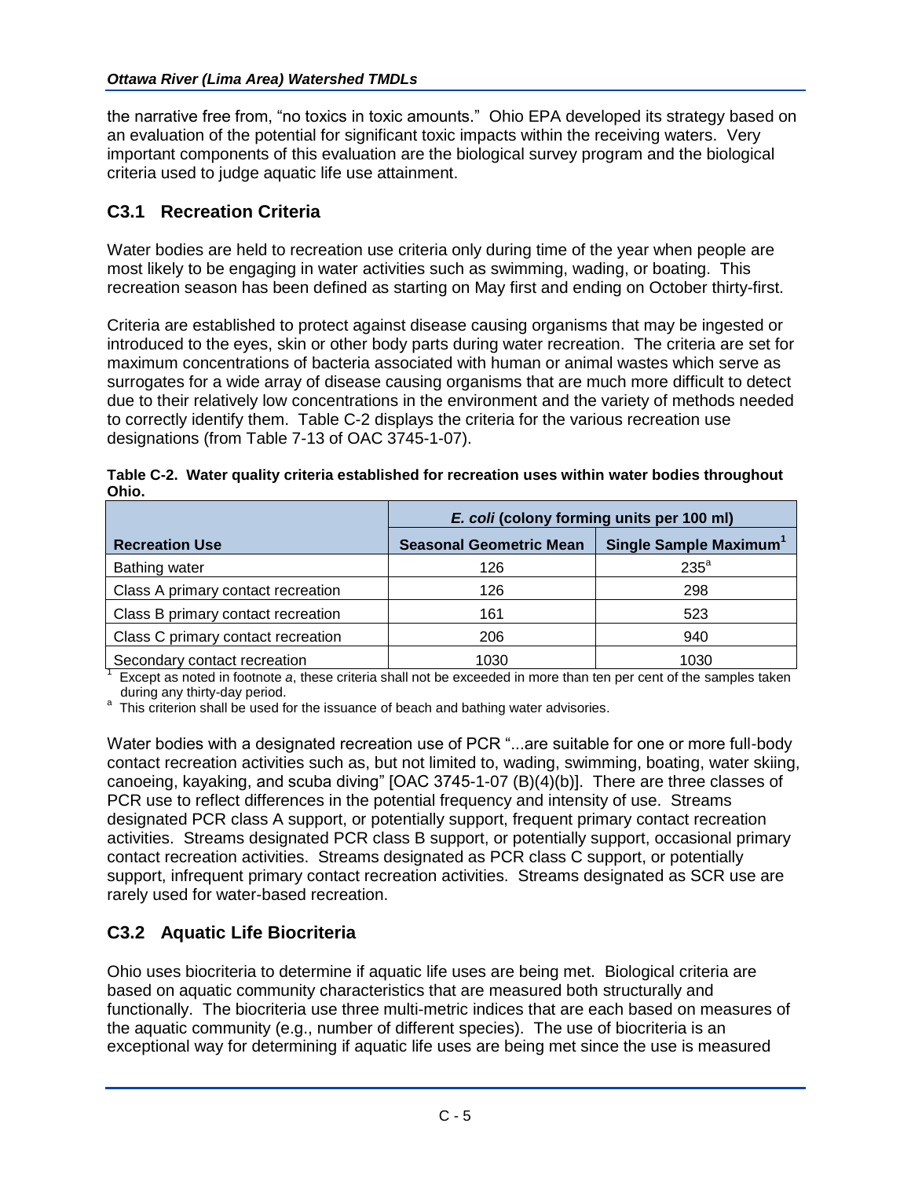the narrative free from, "no toxics in toxic amounts." Ohio EPA developed its strategy based on an evaluation of the potential for significant toxic impacts within the receiving waters. Very important components of this evaluation are the biological survey program and the biological criteria used to judge aquatic life use attainment.

## C3.1 Recreation Criteria

Water bodies are held to recreation use criteria only during time of the year when people are most likely to be engaging in water activities such as swimming, wading, or boating. This recreation season has been defined as starting on May first and ending on October thirty-first.

Criteria are established to protect against disease causing organisms that may be ingested or introduced to the eyes, skin or other body parts during water recreation. The criteria are set for maximum concentrations of bacteria associated with human or animal wastes which serve as surrogates for a wide array of disease causing organisms that are much more difficult to detect due to their relatively low concentrations in the environment and the variety of methods needed to correctly identify them. Table C-2 displays the criteria for the various recreation use designations (from Table 7-13 of OAC 3745-1-07).

**Table C-2. Water quality criteria established for recreation uses within water bodies throughout Ohio.**

| | ***E. coli*** **(colony forming units per 100 ml)** | |
|---|---|---|
| **Recreation Use** | **Seasonal Geometric Mean** | **Single Sample Maximum[1]** |
| Bathing water | 126 | 235[a] |
| Class A primary contact recreation | 126 | 298 |
| Class B primary contact recreation | 161 | 523 |
| Class C primary contact recreation | 206 | 940 |
| Secondary contact recreation | 1030 | 1030 |

[1] Except as noted in footnote *a*, these criteria shall not be exceeded in more than ten per cent of the samples taken during any thirty-day period.

[a] This criterion shall be used for the issuance of beach and bathing water advisories.

Water bodies with a designated recreation use of PCR "...are suitable for one or more full-body contact recreation activities such as, but not limited to, wading, swimming, boating, water skiing, canoeing, kayaking, and scuba diving" [OAC 3745-1-07 (B)(4)(b)]. There are three classes of PCR use to reflect differences in the potential frequency and intensity of use. Streams designated PCR class A support, or potentially support, frequent primary contact recreation activities. Streams designated PCR class B support, or potentially support, occasional primary contact recreation activities. Streams designated as PCR class C support, or potentially support, infrequent primary contact recreation activities. Streams designated as SCR use are rarely used for water-based recreation.

## C3.2 Aquatic Life Biocriteria

Ohio uses biocriteria to determine if aquatic life uses are being met. Biological criteria are based on aquatic community characteristics that are measured both structurally and functionally. The biocriteria use three multi-metric indices that are each based on measures of the aquatic community (e.g., number of different species). The use of biocriteria is an exceptional way for determining if aquatic life uses are being met since the use is measured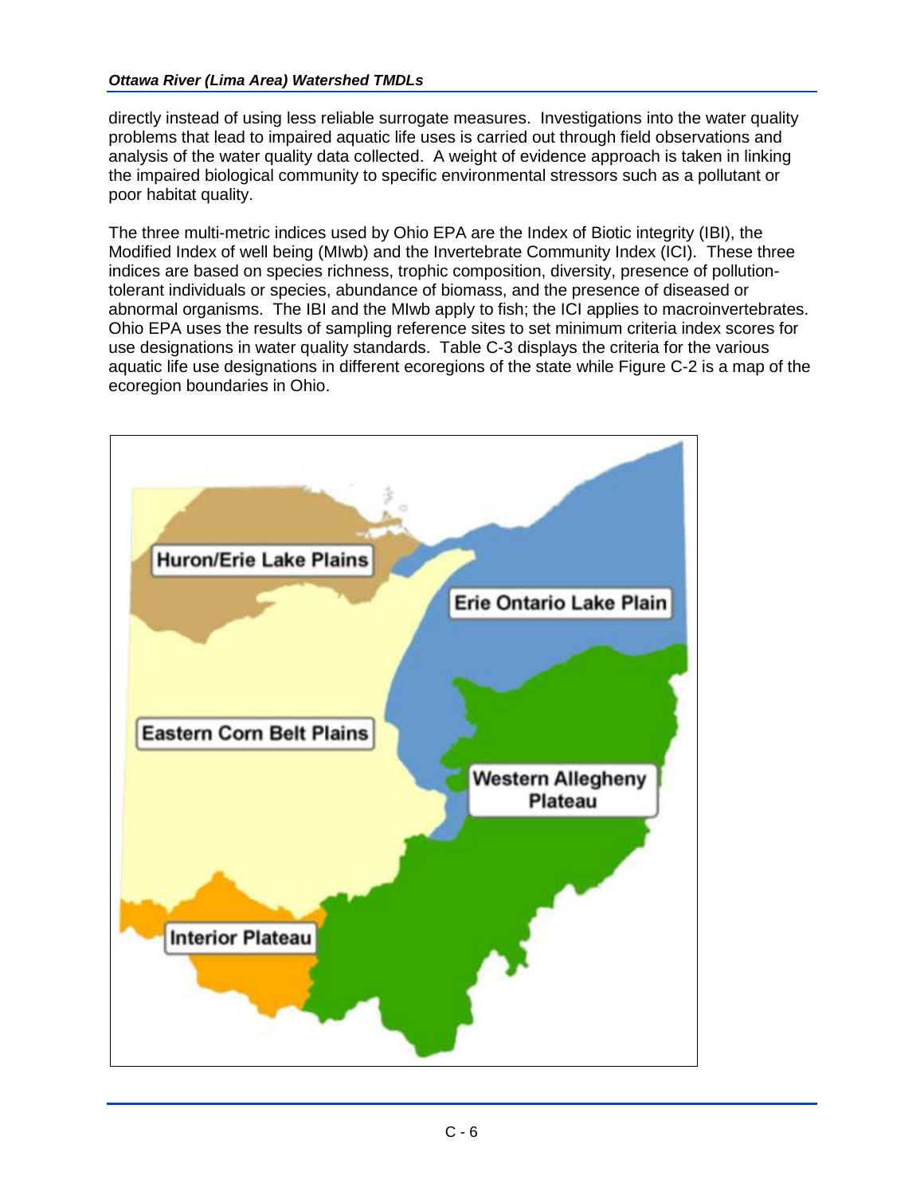directly instead of using less reliable surrogate measures. Investigations into the water quality problems that lead to impaired aquatic life uses is carried out through field observations and analysis of the water quality data collected. A weight of evidence approach is taken in linking the impaired biological community to specific environmental stressors such as a pollutant or poor habitat quality.

The three multi-metric indices used by Ohio EPA are the Index of Biotic integrity (IBI), the Modified Index of well being (MIwb) and the Invertebrate Community Index (ICI). These three indices are based on species richness, trophic composition, diversity, presence of pollution-tolerant individuals or species, abundance of biomass, and the presence of diseased or abnormal organisms. The IBI and the MIwb apply to fish; the ICI applies to macroinvertebrates. Ohio EPA uses the results of sampling reference sites to set minimum criteria index scores for use designations in water quality standards. Table C-3 displays the criteria for the various aquatic life use designations in different ecoregions of the state while Figure C-2 is a map of the ecoregion boundaries in Ohio.

Huron/Erie Lake Plains

Erie Ontario Lake Plain

Eastern Corn Belt Plains

Western Allegheny Plateau

Interior Plateau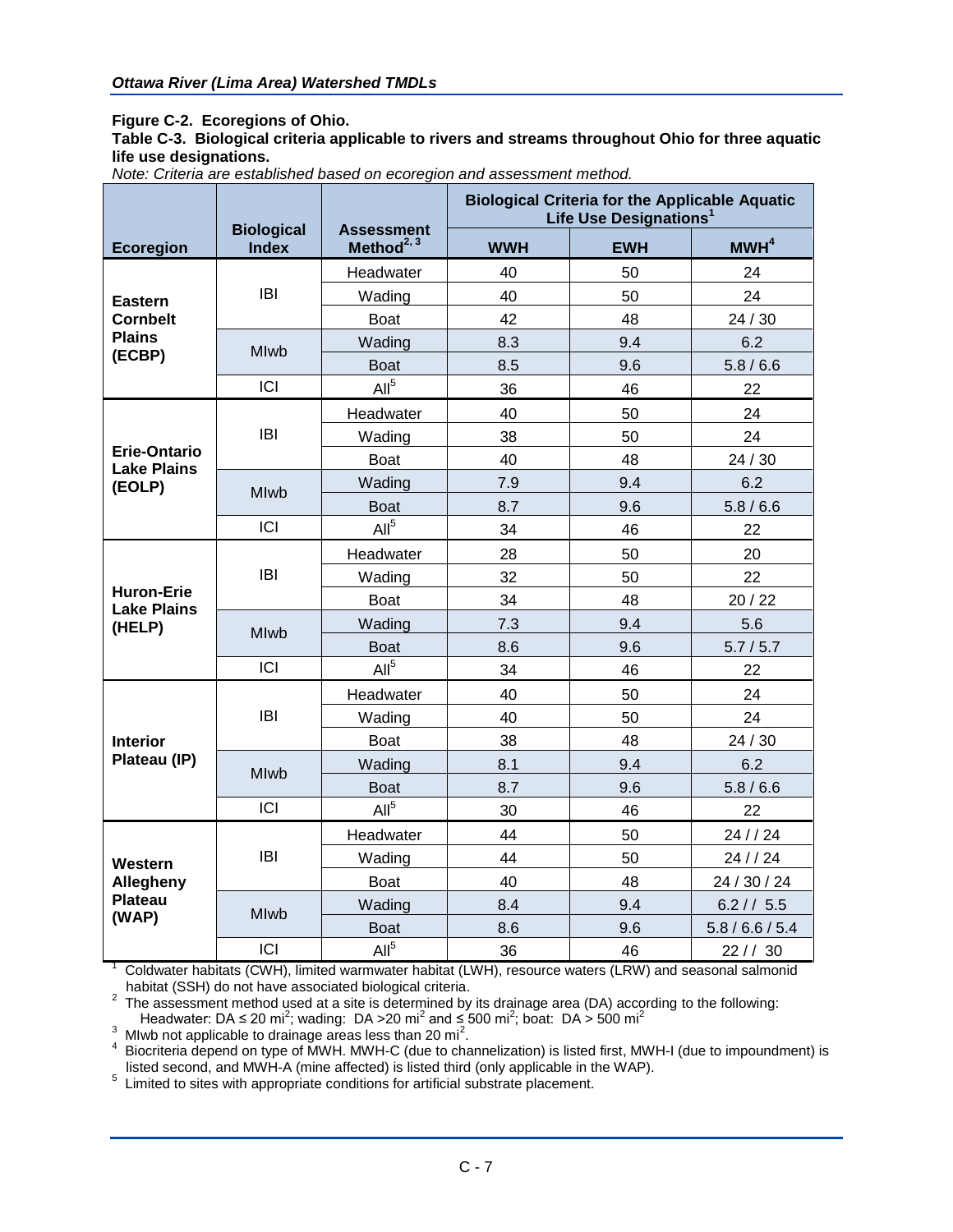**Figure C-2. Ecoregions of Ohio.**

**Table C-3. Biological criteria applicable to rivers and streams throughout Ohio for three aquatic life use designations.**

*Note: Criteria are established based on ecoregion and assessment method.*

| Ecoregion | Biological Index | Assessment Method[2, 3] | Biological Criteria for the Applicable Aquatic Life Use Designations[1] | | |
|---|---|---|---|---|---|
| | | | WWH | EWH | MWH[4] |
| Eastern Cornbelt Plains (ECBP) | IBI | Headwater | 40 | 50 | 24 |
| | | Wading | 40 | 50 | 24 |
| | | Boat | 42 | 48 | 24 / 30 |
| | MIwb | Wading | 8.3 | 9.4 | 6.2 |
| | | Boat | 8.5 | 9.6 | 5.8 / 6.6 |
| | ICI | All[5] | 36 | 46 | 22 |
| Erie-Ontario Lake Plains (EOLP) | IBI | Headwater | 40 | 50 | 24 |
| | | Wading | 38 | 50 | 24 |
| | | Boat | 40 | 48 | 24 / 30 |
| | MIwb | Wading | 7.9 | 9.4 | 6.2 |
| | | Boat | 8.7 | 9.6 | 5.8 / 6.6 |
| | ICI | All[5] | 34 | 46 | 22 |
| Huron-Erie Lake Plains (HELP) | IBI | Headwater | 28 | 50 | 20 |
| | | Wading | 32 | 50 | 22 |
| | | Boat | 34 | 48 | 20 / 22 |
| | MIwb | Wading | 7.3 | 9.4 | 5.6 |
| | | Boat | 8.6 | 9.6 | 5.7 / 5.7 |
| | ICI | All[5] | 34 | 46 | 22 |
| Interior Plateau (IP) | IBI | Headwater | 40 | 50 | 24 |
| | | Wading | 40 | 50 | 24 |
| | | Boat | 38 | 48 | 24 / 30 |
| | MIwb | Wading | 8.1 | 9.4 | 6.2 |
| | | Boat | 8.7 | 9.6 | 5.8 / 6.6 |
| | ICI | All[5] | 30 | 46 | 22 |
| Western Allegheny Plateau (WAP) | IBI | Headwater | 44 | 50 | 24 / / 24 |
| | | Wading | 44 | 50 | 24 / / 24 |
| | | Boat | 40 | 48 | 24 / 30 / 24 |
| | MIwb | Wading | 8.4 | 9.4 | 6.2 / / 5.5 |
| | | Boat | 8.6 | 9.6 | 5.8 / 6.6 / 5.4 |
| | ICI | All[5] | 36 | 46 | 22 / / 30 |

[1] Coldwater habitats (CWH), limited warmwater habitat (LWH), resource waters (LRW) and seasonal salmonid habitat (SSH) do not have associated biological criteria.

[2] The assessment method used at a site is determined by its drainage area (DA) according to the following: Headwater: DA ≤ 20 mi$^2$; wading: DA >20 mi$^2$ and ≤ 500 mi$^2$; boat: DA > 500 mi$^2$

[3] MIwb not applicable to drainage areas less than 20 mi$^2$.

[4] Biocriteria depend on type of MWH. MWH-C (due to channelization) is listed first, MWH-I (due to impoundment) is listed second, and MWH-A (mine affected) is listed third (only applicable in the WAP).

[5] Limited to sites with appropriate conditions for artificial substrate placement.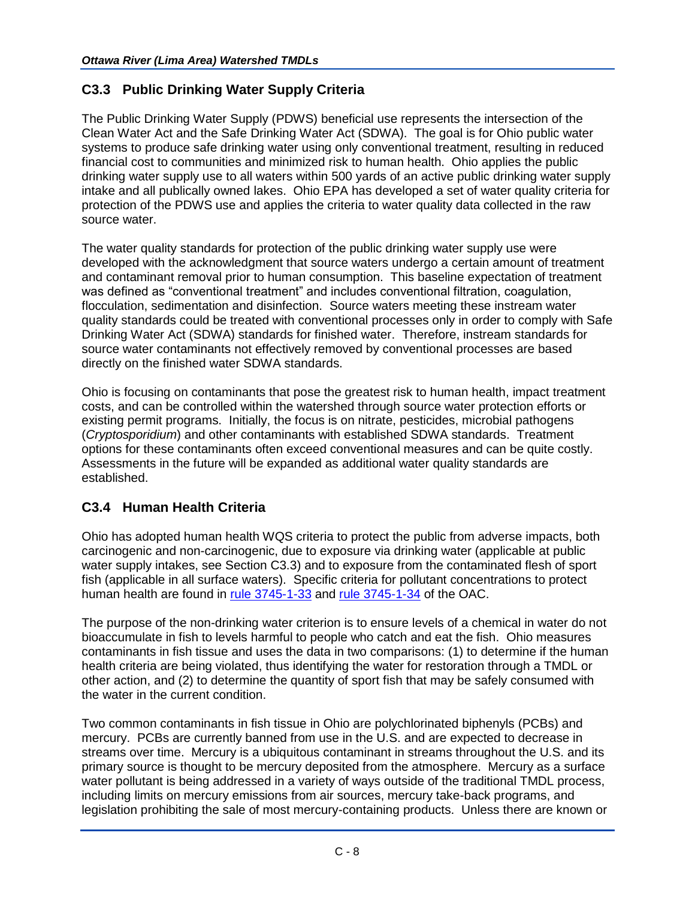## C3.3 Public Drinking Water Supply Criteria

The Public Drinking Water Supply (PDWS) beneficial use represents the intersection of the Clean Water Act and the Safe Drinking Water Act (SDWA). The goal is for Ohio public water systems to produce safe drinking water using only conventional treatment, resulting in reduced financial cost to communities and minimized risk to human health. Ohio applies the public drinking water supply use to all waters within 500 yards of an active public drinking water supply intake and all publically owned lakes. Ohio EPA has developed a set of water quality criteria for protection of the PDWS use and applies the criteria to water quality data collected in the raw source water.

The water quality standards for protection of the public drinking water supply use were developed with the acknowledgment that source waters undergo a certain amount of treatment and contaminant removal prior to human consumption. This baseline expectation of treatment was defined as "conventional treatment" and includes conventional filtration, coagulation, flocculation, sedimentation and disinfection. Source waters meeting these instream water quality standards could be treated with conventional processes only in order to comply with Safe Drinking Water Act (SDWA) standards for finished water. Therefore, instream standards for source water contaminants not effectively removed by conventional processes are based directly on the finished water SDWA standards.

Ohio is focusing on contaminants that pose the greatest risk to human health, impact treatment costs, and can be controlled within the watershed through source water protection efforts or existing permit programs. Initially, the focus is on nitrate, pesticides, microbial pathogens (*Cryptosporidium*) and other contaminants with established SDWA standards. Treatment options for these contaminants often exceed conventional measures and can be quite costly. Assessments in the future will be expanded as additional water quality standards are established.

## C3.4 Human Health Criteria

Ohio has adopted human health WQS criteria to protect the public from adverse impacts, both carcinogenic and non-carcinogenic, due to exposure via drinking water (applicable at public water supply intakes, see Section C3.3) and to exposure from the contaminated flesh of sport fish (applicable in all surface waters). Specific criteria for pollutant concentrations to protect human health are found in rule 3745-1-33 and rule 3745-1-34 of the OAC.

The purpose of the non-drinking water criterion is to ensure levels of a chemical in water do not bioaccumulate in fish to levels harmful to people who catch and eat the fish. Ohio measures contaminants in fish tissue and uses the data in two comparisons: (1) to determine if the human health criteria are being violated, thus identifying the water for restoration through a TMDL or other action, and (2) to determine the quantity of sport fish that may be safely consumed with the water in the current condition.

Two common contaminants in fish tissue in Ohio are polychlorinated biphenyls (PCBs) and mercury. PCBs are currently banned from use in the U.S. and are expected to decrease in streams over time. Mercury is a ubiquitous contaminant in streams throughout the U.S. and its primary source is thought to be mercury deposited from the atmosphere. Mercury as a surface water pollutant is being addressed in a variety of ways outside of the traditional TMDL process, including limits on mercury emissions from air sources, mercury take-back programs, and legislation prohibiting the sale of most mercury-containing products. Unless there are known or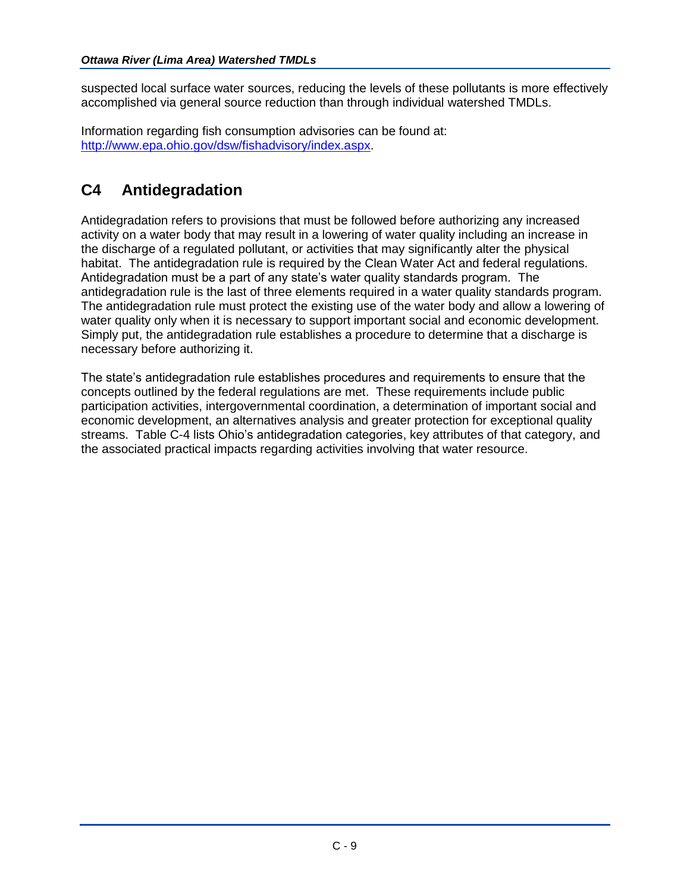suspected local surface water sources, reducing the levels of these pollutants is more effectively accomplished via general source reduction than through individual watershed TMDLs.

Information regarding fish consumption advisories can be found at: [http://www.epa.ohio.gov/dsw/fishadvisory/index.aspx](http://www.epa.ohio.gov/dsw/fishadvisory/index.aspx).

## C4 Antidegradation

Antidegradation refers to provisions that must be followed before authorizing any increased activity on a water body that may result in a lowering of water quality including an increase in the discharge of a regulated pollutant, or activities that may significantly alter the physical habitat. The antidegradation rule is required by the Clean Water Act and federal regulations. Antidegradation must be a part of any state's water quality standards program. The antidegradation rule is the last of three elements required in a water quality standards program. The antidegradation rule must protect the existing use of the water body and allow a lowering of water quality only when it is necessary to support important social and economic development. Simply put, the antidegradation rule establishes a procedure to determine that a discharge is necessary before authorizing it.

The state's antidegradation rule establishes procedures and requirements to ensure that the concepts outlined by the federal regulations are met. These requirements include public participation activities, intergovernmental coordination, a determination of important social and economic development, an alternatives analysis and greater protection for exceptional quality streams. Table C-4 lists Ohio's antidegradation categories, key attributes of that category, and the associated practical impacts regarding activities involving that water resource.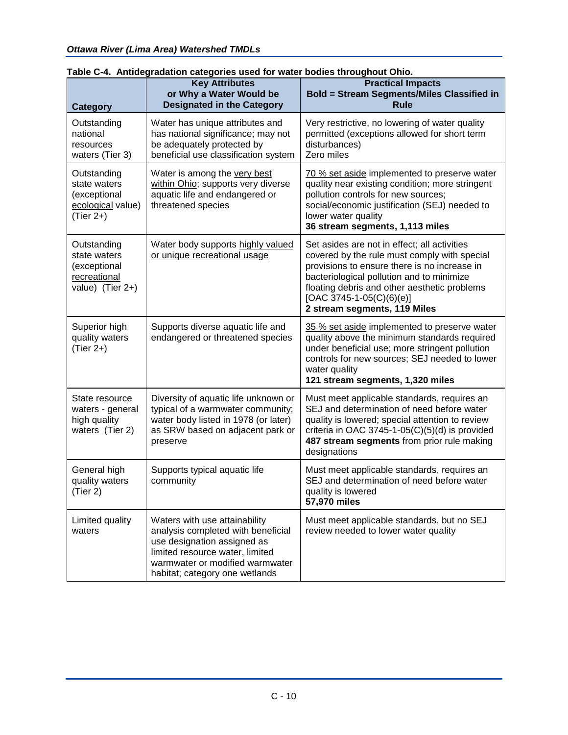**Table C-4. Antidegradation categories used for water bodies throughout Ohio.**

| Category | Key Attributes or Why a Water Would be Designated in the Category | Practical Impacts Bold = Stream Segments/Miles Classified in Rule |
|---|---|---|
| Outstanding national resources waters (Tier 3) | Water has unique attributes and has national significance; may not be adequately protected by beneficial use classification system | Very restrictive, no lowering of water quality permitted (exceptions allowed for short term disturbances) Zero miles |
| Outstanding state waters (exceptional ecological value) (Tier 2+) | Water is among the very best within Ohio; supports very diverse aquatic life and endangered or threatened species | 70 % set aside implemented to preserve water quality near existing condition; more stringent pollution controls for new sources; social/economic justification (SEJ) needed to lower water quality **36 stream segments, 1,113 miles** |
| Outstanding state waters (exceptional recreational value) (Tier 2+) | Water body supports highly valued or unique recreational usage | Set asides are not in effect; all activities covered by the rule must comply with special provisions to ensure there is no increase in bacteriological pollution and to minimize floating debris and other aesthetic problems [OAC 3745-1-05(C)(6)(e)] **2 stream segments, 119 Miles** |
| Superior high quality waters (Tier 2+) | Supports diverse aquatic life and endangered or threatened species | 35 % set aside implemented to preserve water quality above the minimum standards required under beneficial use; more stringent pollution controls for new sources; SEJ needed to lower water quality **121 stream segments, 1,320 miles** |
| State resource waters - general high quality waters (Tier 2) | Diversity of aquatic life unknown or typical of a warmwater community; water body listed in 1978 (or later) as SRW based on adjacent park or preserve | Must meet applicable standards, requires an SEJ and determination of need before water quality is lowered; special attention to review criteria in OAC 3745-1-05(C)(5)(d) is provided **487 stream segments** from prior rule making designations |
| General high quality waters (Tier 2) | Supports typical aquatic life community | Must meet applicable standards, requires an SEJ and determination of need before water quality is lowered **57,970 miles** |
| Limited quality waters | Waters with use attainability analysis completed with beneficial use designation assigned as limited resource water, limited warmwater or modified warmwater habitat; category one wetlands | Must meet applicable standards, but no SEJ review needed to lower water quality |